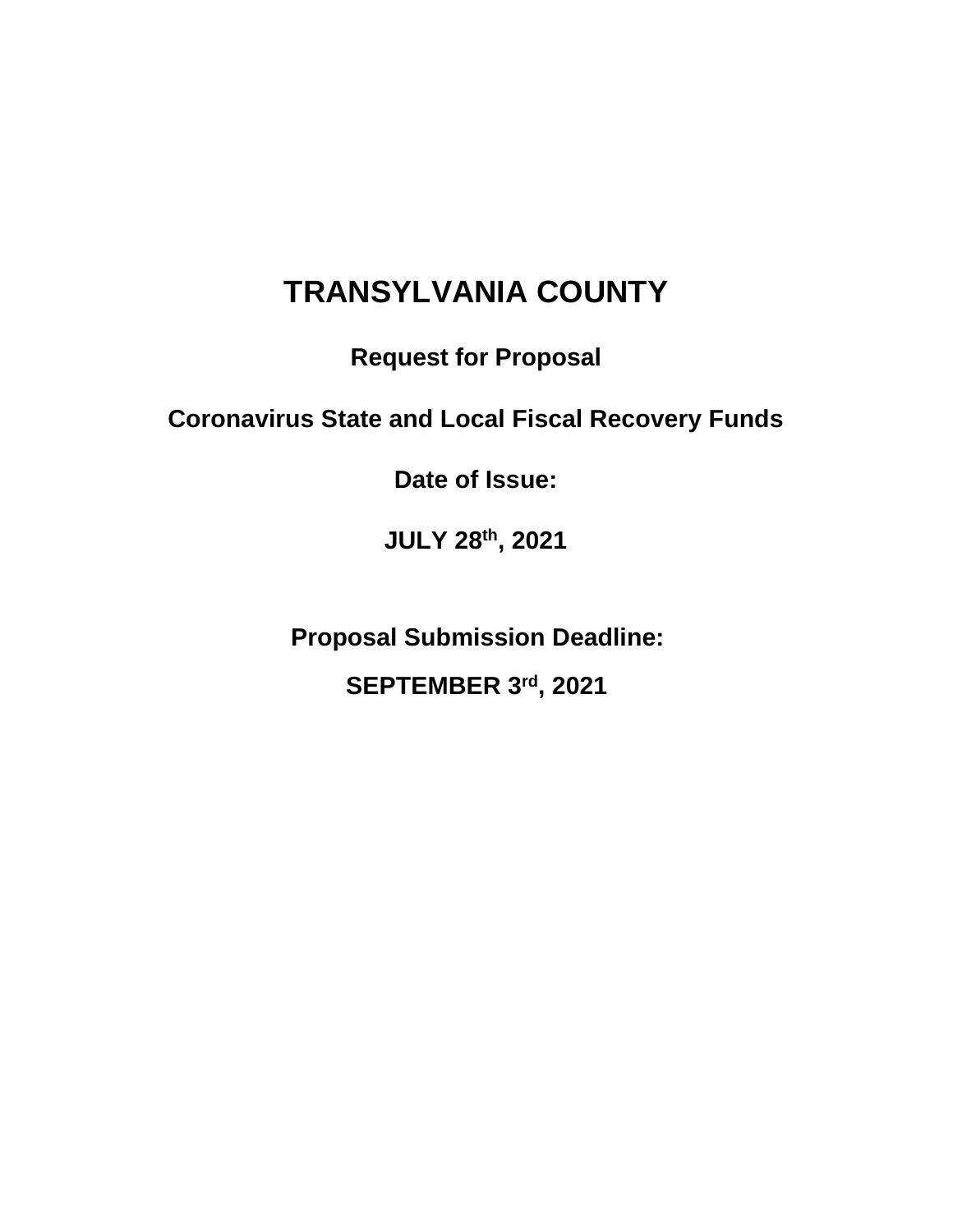# TRANSYLVANIA COUNTY

**Request for Proposal**

**Coronavirus State and Local Fiscal Recovery Funds**

**Date of Issue:**

**JULY 28th, 2021**

**Proposal Submission Deadline:**

**SEPTEMBER 3rd, 2021**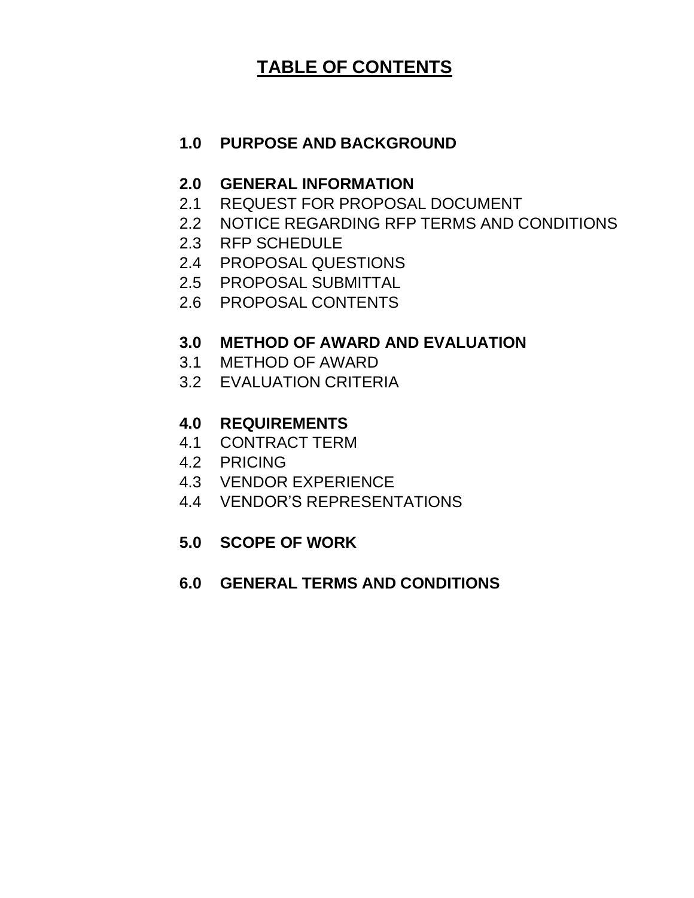# TABLE OF CONTENTS

**1.0 PURPOSE AND BACKGROUND**

**2.0 GENERAL INFORMATION**

2.1 REQUEST FOR PROPOSAL DOCUMENT
2.2 NOTICE REGARDING RFP TERMS AND CONDITIONS
2.3 RFP SCHEDULE
2.4 PROPOSAL QUESTIONS
2.5 PROPOSAL SUBMITTAL
2.6 PROPOSAL CONTENTS

**3.0 METHOD OF AWARD AND EVALUATION**

3.1 METHOD OF AWARD
3.2 EVALUATION CRITERIA

**4.0 REQUIREMENTS**

4.1 CONTRACT TERM
4.2 PRICING
4.3 VENDOR EXPERIENCE
4.4 VENDOR'S REPRESENTATIONS

**5.0 SCOPE OF WORK**

**6.0 GENERAL TERMS AND CONDITIONS**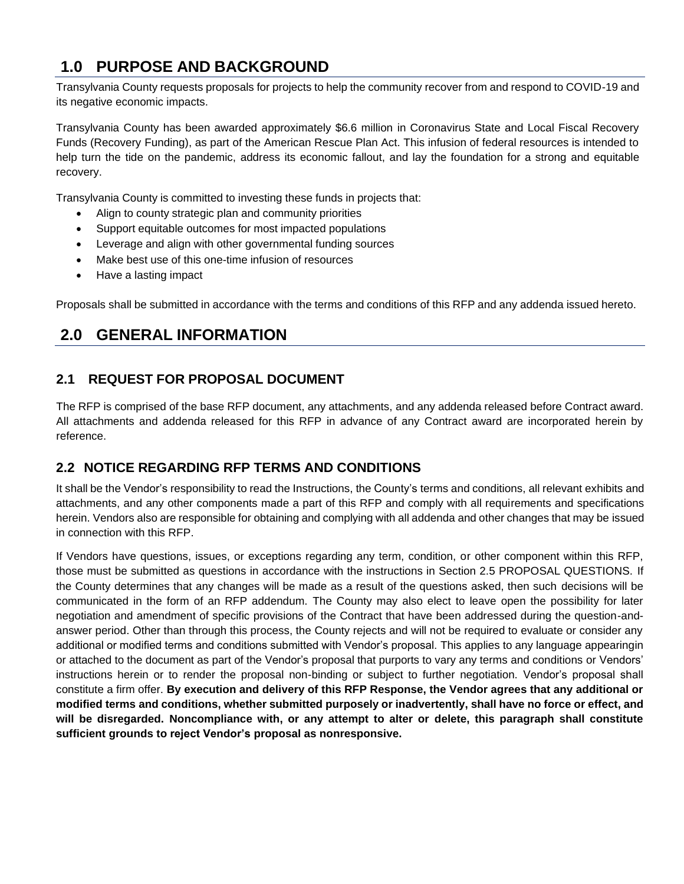# 1.0 PURPOSE AND BACKGROUND

Transylvania County requests proposals for projects to help the community recover from and respond to COVID-19 and its negative economic impacts.

Transylvania County has been awarded approximately $6.6 million in Coronavirus State and Local Fiscal Recovery Funds (Recovery Funding), as part of the American Rescue Plan Act. This infusion of federal resources is intended to help turn the tide on the pandemic, address its economic fallout, and lay the foundation for a strong and equitable recovery.

Transylvania County is committed to investing these funds in projects that:

- Align to county strategic plan and community priorities
- Support equitable outcomes for most impacted populations
- Leverage and align with other governmental funding sources
- Make best use of this one-time infusion of resources
- Have a lasting impact

Proposals shall be submitted in accordance with the terms and conditions of this RFP and any addenda issued hereto.

# 2.0 GENERAL INFORMATION

## 2.1 REQUEST FOR PROPOSAL DOCUMENT

The RFP is comprised of the base RFP document, any attachments, and any addenda released before Contract award. All attachments and addenda released for this RFP in advance of any Contract award are incorporated herein by reference.

## 2.2 NOTICE REGARDING RFP TERMS AND CONDITIONS

It shall be the Vendor's responsibility to read the Instructions, the County's terms and conditions, all relevant exhibits and attachments, and any other components made a part of this RFP and comply with all requirements and specifications herein. Vendors also are responsible for obtaining and complying with all addenda and other changes that may be issued in connection with this RFP.

If Vendors have questions, issues, or exceptions regarding any term, condition, or other component within this RFP, those must be submitted as questions in accordance with the instructions in Section 2.5 PROPOSAL QUESTIONS. If the County determines that any changes will be made as a result of the questions asked, then such decisions will be communicated in the form of an RFP addendum. The County may also elect to leave open the possibility for later negotiation and amendment of specific provisions of the Contract that have been addressed during the question-and-answer period. Other than through this process, the County rejects and will not be required to evaluate or consider any additional or modified terms and conditions submitted with Vendor's proposal. This applies to any language appearingin or attached to the document as part of the Vendor's proposal that purports to vary any terms and conditions or Vendors' instructions herein or to render the proposal non-binding or subject to further negotiation. Vendor's proposal shall constitute a firm offer. **By execution and delivery of this RFP Response, the Vendor agrees that any additional or modified terms and conditions, whether submitted purposely or inadvertently, shall have no force or effect, and will be disregarded. Noncompliance with, or any attempt to alter or delete, this paragraph shall constitute sufficient grounds to reject Vendor's proposal as nonresponsive.**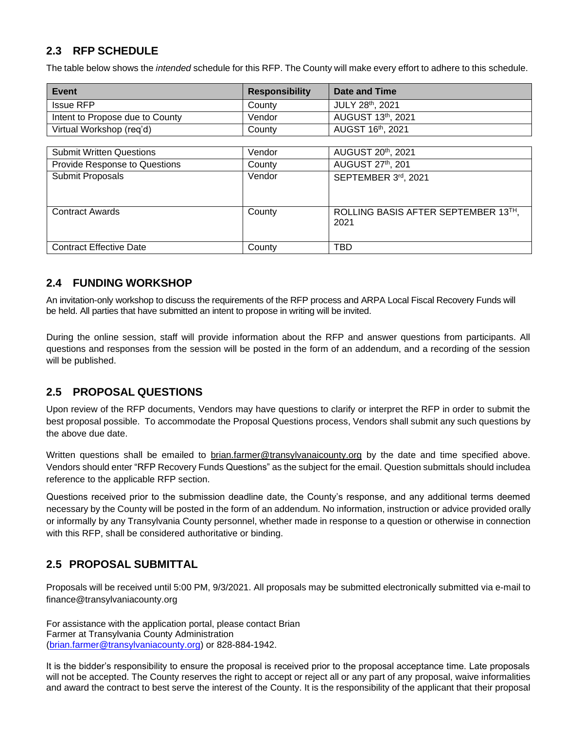## 2.3 RFP SCHEDULE

The table below shows the *intended* schedule for this RFP. The County will make every effort to adhere to this schedule.

| Event | Responsibility | Date and Time |
|---|---|---|
| Issue RFP | County | JULY 28th, 2021 |
| Intent to Propose due to County | Vendor | AUGUST 13th, 2021 |
| Virtual Workshop (req'd) | County | AUGST 16th, 2021 |
| Submit Written Questions | Vendor | AUGUST 20th, 2021 |
| Provide Response to Questions | County | AUGUST 27th, 201 |
| Submit Proposals | Vendor | SEPTEMBER 3rd, 2021 |
| Contract Awards | County | ROLLING BASIS AFTER SEPTEMBER 13TH, 2021 |
| Contract Effective Date | County | TBD |

## 2.4 FUNDING WORKSHOP

An invitation-only workshop to discuss the requirements of the RFP process and ARPA Local Fiscal Recovery Funds will be held. All parties that have submitted an intent to propose in writing will be invited.

During the online session, staff will provide information about the RFP and answer questions from participants. All questions and responses from the session will be posted in the form of an addendum, and a recording of the session will be published.

## 2.5 PROPOSAL QUESTIONS

Upon review of the RFP documents, Vendors may have questions to clarify or interpret the RFP in order to submit the best proposal possible. To accommodate the Proposal Questions process, Vendors shall submit any such questions by the above due date.

Written questions shall be emailed to brian.farmer@transylvanaicounty.org by the date and time specified above. Vendors should enter "RFP Recovery Funds Questions" as the subject for the email. Question submittals should includea reference to the applicable RFP section.

Questions received prior to the submission deadline date, the County's response, and any additional terms deemed necessary by the County will be posted in the form of an addendum. No information, instruction or advice provided orally or informally by any Transylvania County personnel, whether made in response to a question or otherwise in connection with this RFP, shall be considered authoritative or binding.

## 2.5 PROPOSAL SUBMITTAL

Proposals will be received until 5:00 PM, 9/3/2021. All proposals may be submitted electronically submitted via e-mail to finance@transylvaniacounty.org

For assistance with the application portal, please contact Brian Farmer at Transylvania County Administration (brian.farmer@transylvaniacounty.org) or 828-884-1942.

It is the bidder's responsibility to ensure the proposal is received prior to the proposal acceptance time. Late proposals will not be accepted. The County reserves the right to accept or reject all or any part of any proposal, waive informalities and award the contract to best serve the interest of the County. It is the responsibility of the applicant that their proposal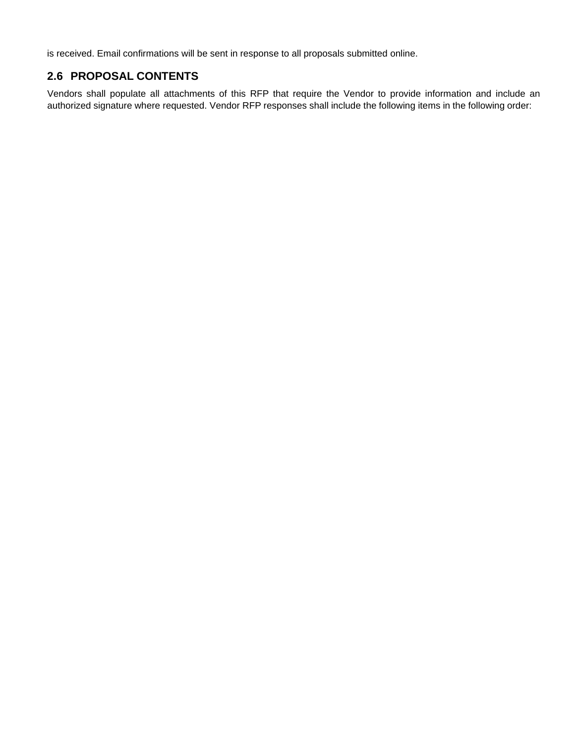is received. Email confirmations will be sent in response to all proposals submitted online.

## 2.6 PROPOSAL CONTENTS

Vendors shall populate all attachments of this RFP that require the Vendor to provide information and include an authorized signature where requested. Vendor RFP responses shall include the following items in the following order: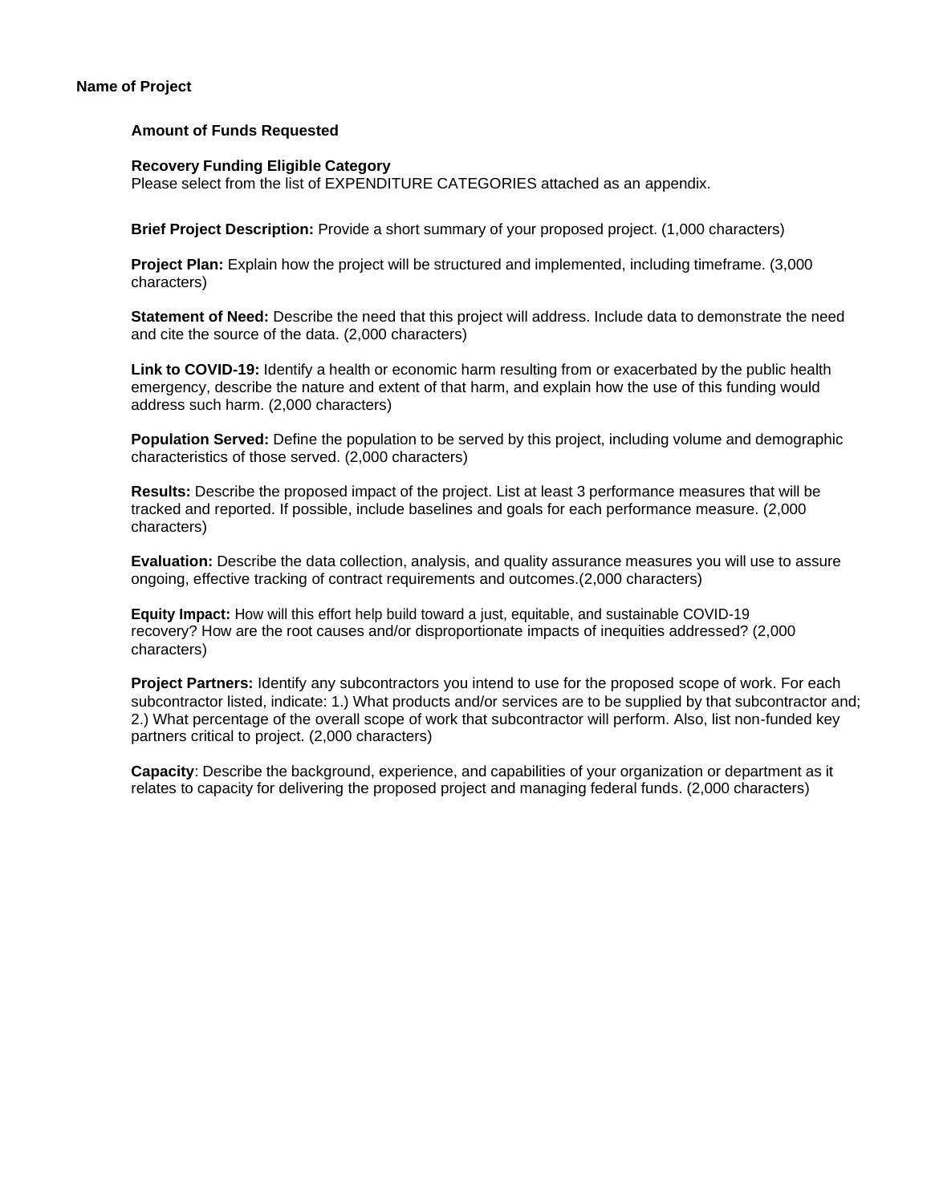**Name of Project**

**Amount of Funds Requested**

**Recovery Funding Eligible Category**
Please select from the list of EXPENDITURE CATEGORIES attached as an appendix.

**Brief Project Description:** Provide a short summary of your proposed project. (1,000 characters)

**Project Plan:** Explain how the project will be structured and implemented, including timeframe. (3,000 characters)

**Statement of Need:** Describe the need that this project will address. Include data to demonstrate the need and cite the source of the data. (2,000 characters)

**Link to COVID-19:** Identify a health or economic harm resulting from or exacerbated by the public health emergency, describe the nature and extent of that harm, and explain how the use of this funding would address such harm. (2,000 characters)

**Population Served:** Define the population to be served by this project, including volume and demographic characteristics of those served. (2,000 characters)

**Results:** Describe the proposed impact of the project. List at least 3 performance measures that will be tracked and reported. If possible, include baselines and goals for each performance measure. (2,000 characters)

**Evaluation:** Describe the data collection, analysis, and quality assurance measures you will use to assure ongoing, effective tracking of contract requirements and outcomes.(2,000 characters)

**Equity Impact:** How will this effort help build toward a just, equitable, and sustainable COVID-19 recovery? How are the root causes and/or disproportionate impacts of inequities addressed? (2,000 characters)

**Project Partners:** Identify any subcontractors you intend to use for the proposed scope of work. For each subcontractor listed, indicate: 1.) What products and/or services are to be supplied by that subcontractor and; 2.) What percentage of the overall scope of work that subcontractor will perform. Also, list non-funded key partners critical to project. (2,000 characters)

**Capacity**: Describe the background, experience, and capabilities of your organization or department as it relates to capacity for delivering the proposed project and managing federal funds. (2,000 characters)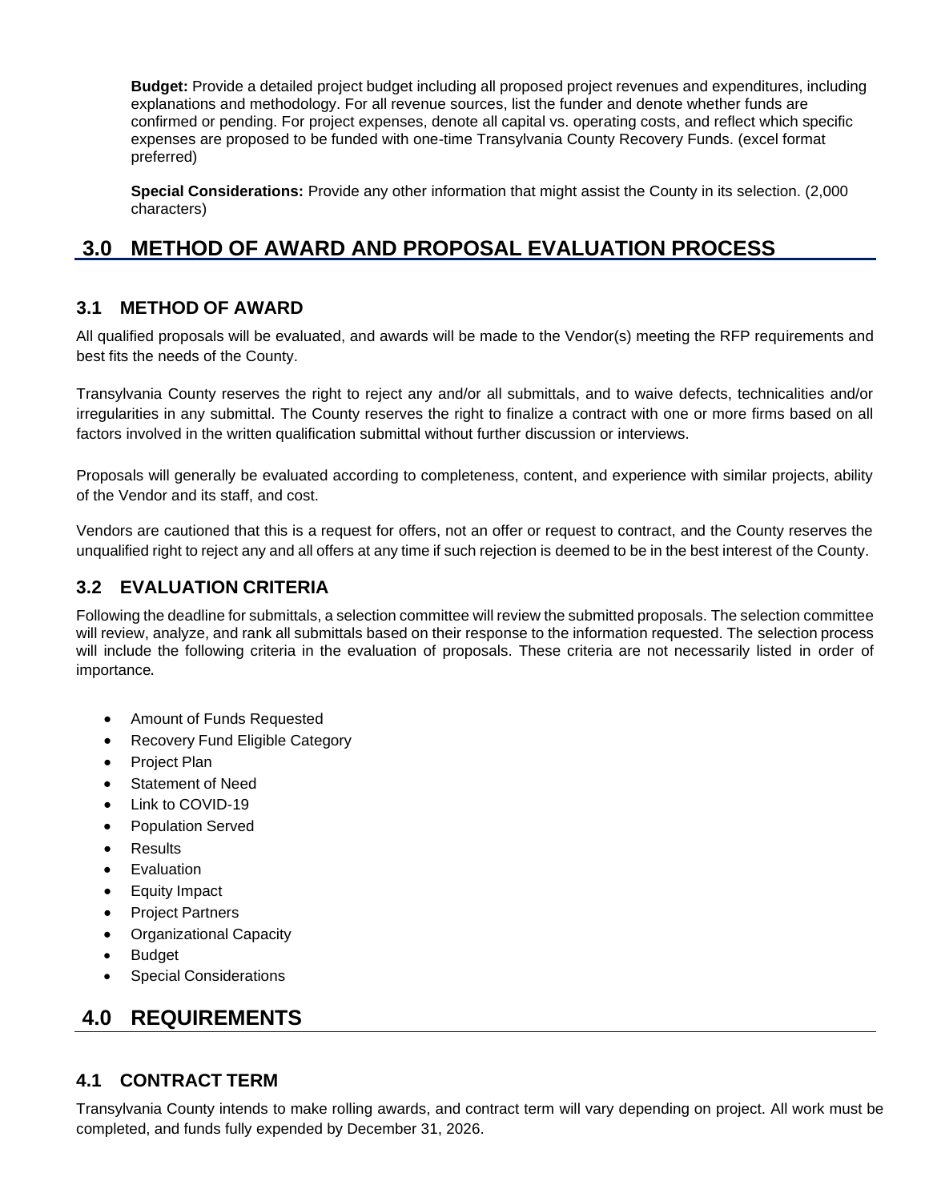**Budget:** Provide a detailed project budget including all proposed project revenues and expenditures, including explanations and methodology. For all revenue sources, list the funder and denote whether funds are confirmed or pending. For project expenses, denote all capital vs. operating costs, and reflect which specific expenses are proposed to be funded with one-time Transylvania County Recovery Funds. (excel format preferred)

**Special Considerations:** Provide any other information that might assist the County in its selection. (2,000 characters)

# 3.0 METHOD OF AWARD AND PROPOSAL EVALUATION PROCESS

## 3.1 METHOD OF AWARD

All qualified proposals will be evaluated, and awards will be made to the Vendor(s) meeting the RFP requirements and best fits the needs of the County.

Transylvania County reserves the right to reject any and/or all submittals, and to waive defects, technicalities and/or irregularities in any submittal. The County reserves the right to finalize a contract with one or more firms based on all factors involved in the written qualification submittal without further discussion or interviews.

Proposals will generally be evaluated according to completeness, content, and experience with similar projects, ability of the Vendor and its staff, and cost.

Vendors are cautioned that this is a request for offers, not an offer or request to contract, and the County reserves the unqualified right to reject any and all offers at any time if such rejection is deemed to be in the best interest of the County.

## 3.2 EVALUATION CRITERIA

Following the deadline for submittals, a selection committee will review the submitted proposals. The selection committee will review, analyze, and rank all submittals based on their response to the information requested. The selection process will include the following criteria in the evaluation of proposals. These criteria are not necessarily listed in order of importance.

- Amount of Funds Requested
- Recovery Fund Eligible Category
- Project Plan
- Statement of Need
- Link to COVID-19
- Population Served
- Results
- Evaluation
- Equity Impact
- Project Partners
- Organizational Capacity
- Budget
- Special Considerations

# 4.0 REQUIREMENTS

## 4.1 CONTRACT TERM

Transylvania County intends to make rolling awards, and contract term will vary depending on project. All work must be completed, and funds fully expended by December 31, 2026.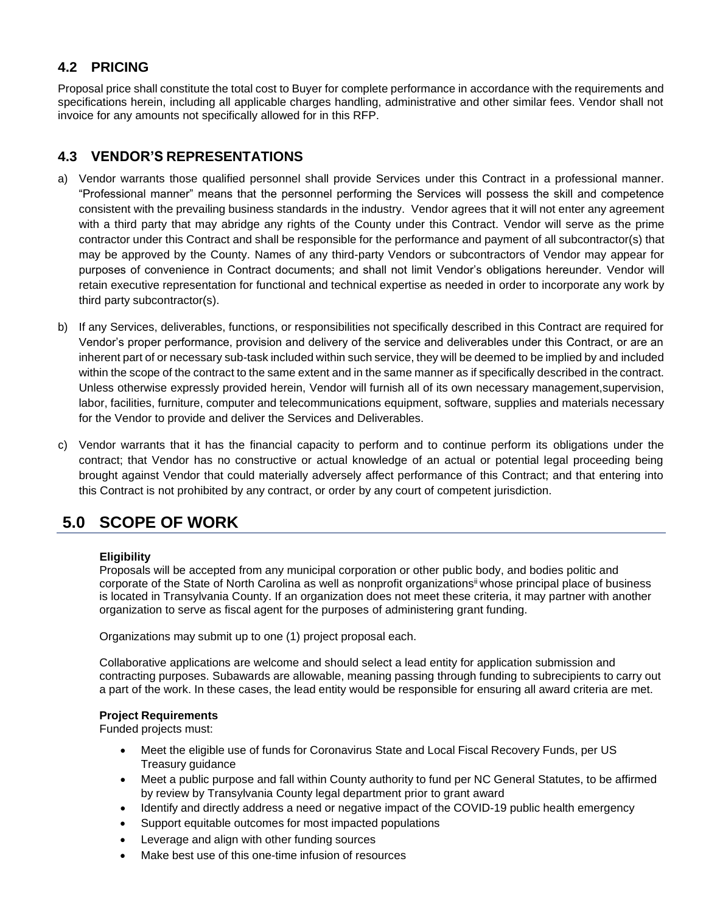## 4.2 PRICING

Proposal price shall constitute the total cost to Buyer for complete performance in accordance with the requirements and specifications herein, including all applicable charges handling, administrative and other similar fees. Vendor shall not invoice for any amounts not specifically allowed for in this RFP.

## 4.3 VENDOR'S REPRESENTATIONS

a) Vendor warrants those qualified personnel shall provide Services under this Contract in a professional manner. "Professional manner" means that the personnel performing the Services will possess the skill and competence consistent with the prevailing business standards in the industry. Vendor agrees that it will not enter any agreement with a third party that may abridge any rights of the County under this Contract. Vendor will serve as the prime contractor under this Contract and shall be responsible for the performance and payment of all subcontractor(s) that may be approved by the County. Names of any third-party Vendors or subcontractors of Vendor may appear for purposes of convenience in Contract documents; and shall not limit Vendor's obligations hereunder. Vendor will retain executive representation for functional and technical expertise as needed in order to incorporate any work by third party subcontractor(s).

b) If any Services, deliverables, functions, or responsibilities not specifically described in this Contract are required for Vendor's proper performance, provision and delivery of the service and deliverables under this Contract, or are an inherent part of or necessary sub-task included within such service, they will be deemed to be implied by and included within the scope of the contract to the same extent and in the same manner as if specifically described in the contract. Unless otherwise expressly provided herein, Vendor will furnish all of its own necessary management,supervision, labor, facilities, furniture, computer and telecommunications equipment, software, supplies and materials necessary for the Vendor to provide and deliver the Services and Deliverables.

c) Vendor warrants that it has the financial capacity to perform and to continue perform its obligations under the contract; that Vendor has no constructive or actual knowledge of an actual or potential legal proceeding being brought against Vendor that could materially adversely affect performance of this Contract; and that entering into this Contract is not prohibited by any contract, or order by any court of competent jurisdiction.

# 5.0 SCOPE OF WORK

**Eligibility**

Proposals will be accepted from any municipal corporation or other public body, and bodies politic and corporate of the State of North Carolina as well as nonprofit organizations[ii] whose principal place of business is located in Transylvania County. If an organization does not meet these criteria, it may partner with another organization to serve as fiscal agent for the purposes of administering grant funding.

Organizations may submit up to one (1) project proposal each.

Collaborative applications are welcome and should select a lead entity for application submission and contracting purposes. Subawards are allowable, meaning passing through funding to subrecipients to carry out a part of the work. In these cases, the lead entity would be responsible for ensuring all award criteria are met.

**Project Requirements**

Funded projects must:

- Meet the eligible use of funds for Coronavirus State and Local Fiscal Recovery Funds, per US Treasury guidance
- Meet a public purpose and fall within County authority to fund per NC General Statutes, to be affirmed by review by Transylvania County legal department prior to grant award
- Identify and directly address a need or negative impact of the COVID-19 public health emergency
- Support equitable outcomes for most impacted populations
- Leverage and align with other funding sources
- Make best use of this one-time infusion of resources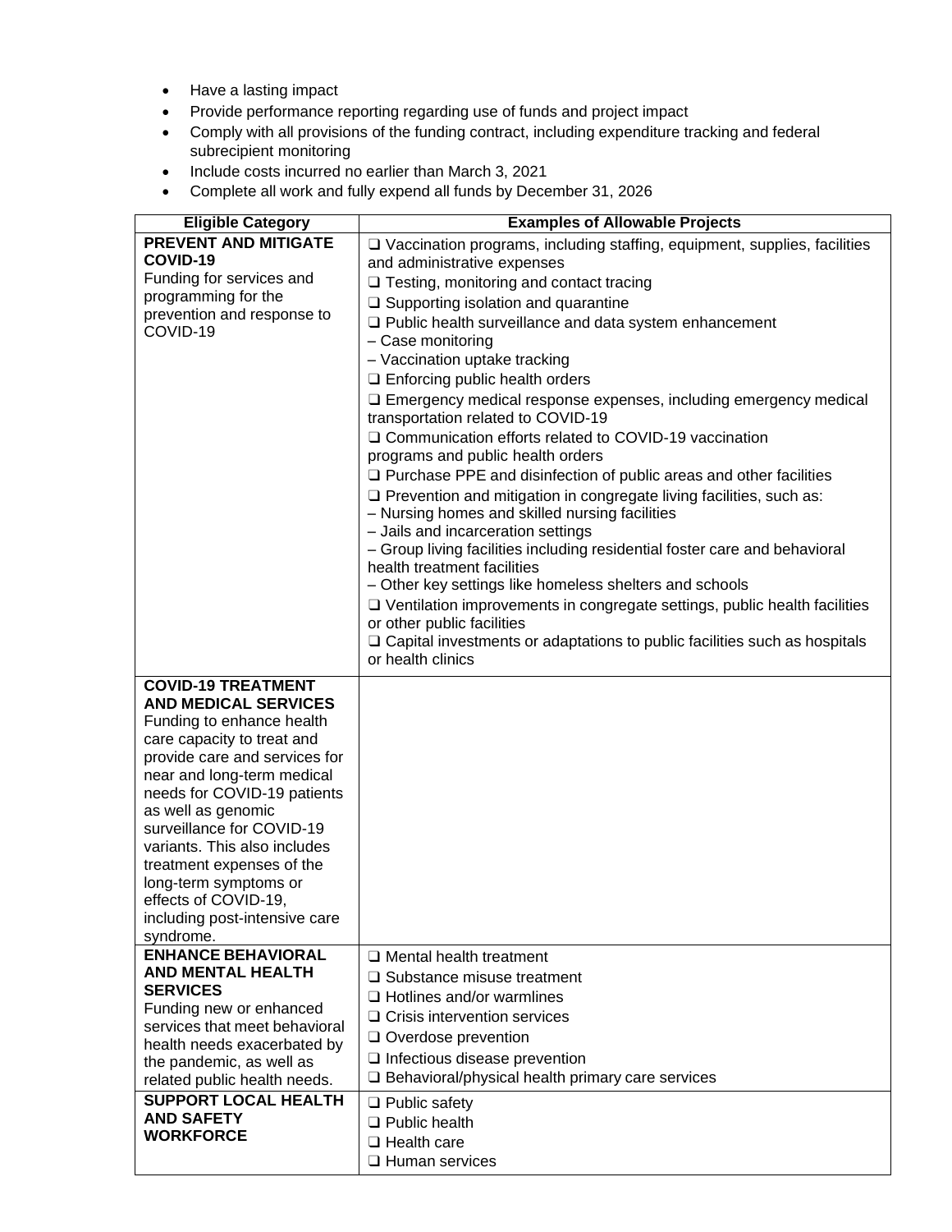- Have a lasting impact
- Provide performance reporting regarding use of funds and project impact
- Comply with all provisions of the funding contract, including expenditure tracking and federal subrecipient monitoring
- Include costs incurred no earlier than March 3, 2021
- Complete all work and fully expend all funds by December 31, 2026

| Eligible Category | Examples of Allowable Projects |
|---|---|
| **PREVENT AND MITIGATE COVID-19**<br>Funding for services and programming for the prevention and response to COVID-19 | ❑ Vaccination programs, including staffing, equipment, supplies, facilities and administrative expenses<br>❑ Testing, monitoring and contact tracing<br>❑ Supporting isolation and quarantine<br>❑ Public health surveillance and data system enhancement<br>– Case monitoring<br>– Vaccination uptake tracking<br>❑ Enforcing public health orders<br>❑ Emergency medical response expenses, including emergency medical transportation related to COVID-19<br>❑ Communication efforts related to COVID-19 vaccination programs and public health orders<br>❑ Purchase PPE and disinfection of public areas and other facilities<br>❑ Prevention and mitigation in congregate living facilities, such as:<br>– Nursing homes and skilled nursing facilities<br>– Jails and incarceration settings<br>– Group living facilities including residential foster care and behavioral health treatment facilities<br>– Other key settings like homeless shelters and schools<br>❑ Ventilation improvements in congregate settings, public health facilities or other public facilities<br>❑ Capital investments or adaptations to public facilities such as hospitals or health clinics |
| **COVID-19 TREATMENT AND MEDICAL SERVICES**<br>Funding to enhance health care capacity to treat and provide care and services for near and long-term medical needs for COVID-19 patients as well as genomic surveillance for COVID-19 variants. This also includes treatment expenses of the long-term symptoms or effects of COVID-19, including post-intensive care syndrome. | |
| **ENHANCE BEHAVIORAL AND MENTAL HEALTH SERVICES**<br>Funding new or enhanced services that meet behavioral health needs exacerbated by the pandemic, as well as related public health needs. | ❑ Mental health treatment<br>❑ Substance misuse treatment<br>❑ Hotlines and/or warmlines<br>❑ Crisis intervention services<br>❑ Overdose prevention<br>❑ Infectious disease prevention<br>❑ Behavioral/physical health primary care services |
| **SUPPORT LOCAL HEALTH AND SAFETY WORKFORCE** | ❑ Public safety<br>❑ Public health<br>❑ Health care<br>❑ Human services |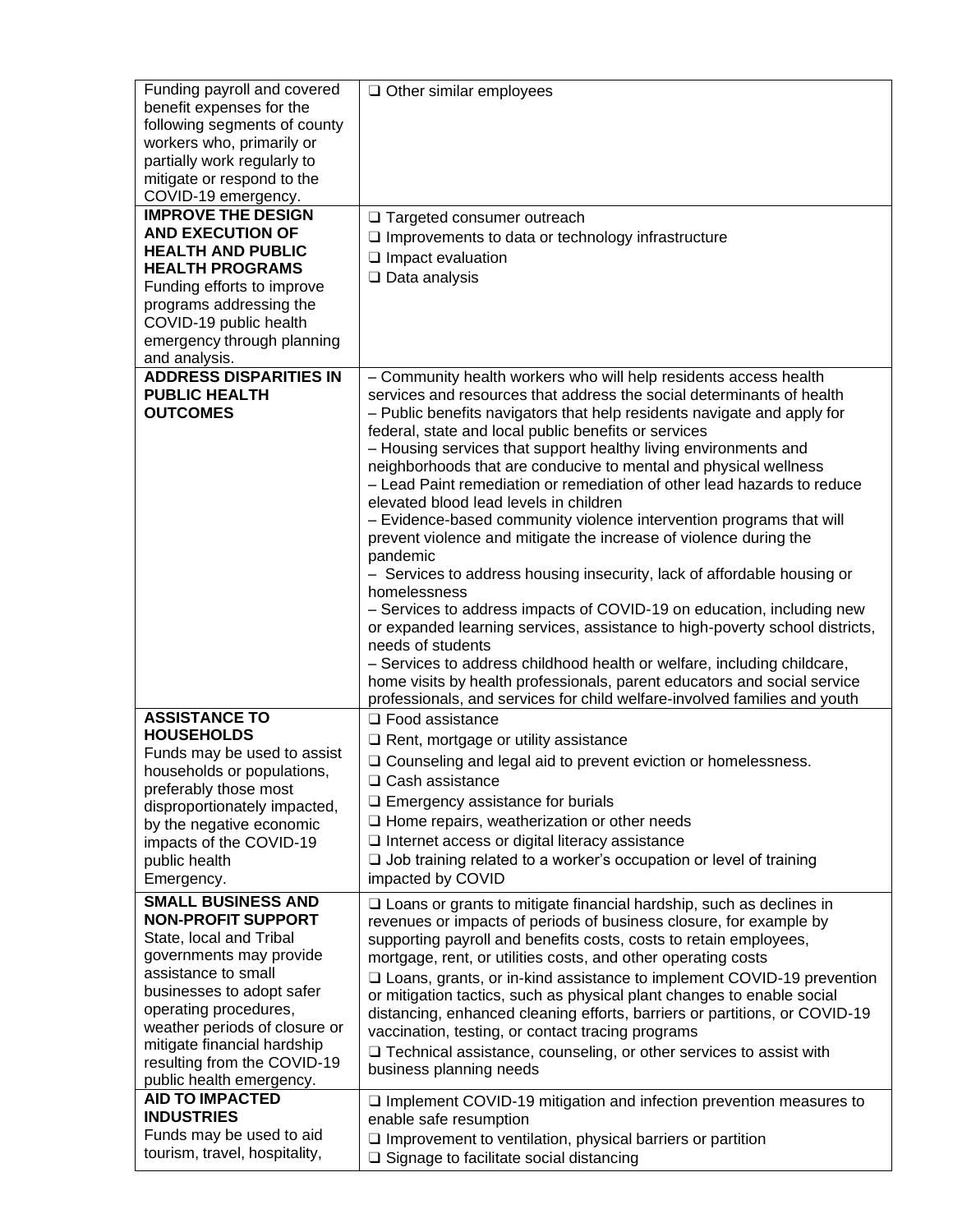| | |
|---|---|
| Funding payroll and covered benefit expenses for the following segments of county workers who, primarily or partially work regularly to mitigate or respond to the COVID-19 emergency. | ❑ Other similar employees |
| **IMPROVE THE DESIGN AND EXECUTION OF HEALTH AND PUBLIC HEALTH PROGRAMS** Funding efforts to improve programs addressing the COVID-19 public health emergency through planning and analysis. | ❑ Targeted consumer outreach<br>❑ Improvements to data or technology infrastructure<br>❑ Impact evaluation<br>❑ Data analysis |
| **ADDRESS DISPARITIES IN PUBLIC HEALTH OUTCOMES** | – Community health workers who will help residents access health services and resources that address the social determinants of health<br>– Public benefits navigators that help residents navigate and apply for federal, state and local public benefits or services<br>– Housing services that support healthy living environments and neighborhoods that are conducive to mental and physical wellness<br>– Lead Paint remediation or remediation of other lead hazards to reduce elevated blood lead levels in children<br>– Evidence-based community violence intervention programs that will prevent violence and mitigate the increase of violence during the pandemic<br>– Services to address housing insecurity, lack of affordable housing or homelessness<br>– Services to address impacts of COVID-19 on education, including new or expanded learning services, assistance to high-poverty school districts, needs of students<br>– Services to address childhood health or welfare, including childcare, home visits by health professionals, parent educators and social service professionals, and services for child welfare-involved families and youth |
| **ASSISTANCE TO HOUSEHOLDS** Funds may be used to assist households or populations, preferably those most disproportionately impacted, by the negative economic impacts of the COVID-19 public health Emergency. | ❑ Food assistance<br>❑ Rent, mortgage or utility assistance<br>❑ Counseling and legal aid to prevent eviction or homelessness.<br>❑ Cash assistance<br>❑ Emergency assistance for burials<br>❑ Home repairs, weatherization or other needs<br>❑ Internet access or digital literacy assistance<br>❑ Job training related to a worker's occupation or level of training impacted by COVID |
| **SMALL BUSINESS AND NON-PROFIT SUPPORT** State, local and Tribal governments may provide assistance to small businesses to adopt safer operating procedures, weather periods of closure or mitigate financial hardship resulting from the COVID-19 public health emergency. | ❑ Loans or grants to mitigate financial hardship, such as declines in revenues or impacts of periods of business closure, for example by supporting payroll and benefits costs, costs to retain employees, mortgage, rent, or utilities costs, and other operating costs<br>❑ Loans, grants, or in-kind assistance to implement COVID-19 prevention or mitigation tactics, such as physical plant changes to enable social distancing, enhanced cleaning efforts, barriers or partitions, or COVID-19 vaccination, testing, or contact tracing programs<br>❑ Technical assistance, counseling, or other services to assist with business planning needs |
| **AID TO IMPACTED INDUSTRIES** Funds may be used to aid tourism, travel, hospitality, | ❑ Implement COVID-19 mitigation and infection prevention measures to enable safe resumption<br>❑ Improvement to ventilation, physical barriers or partition<br>❑ Signage to facilitate social distancing |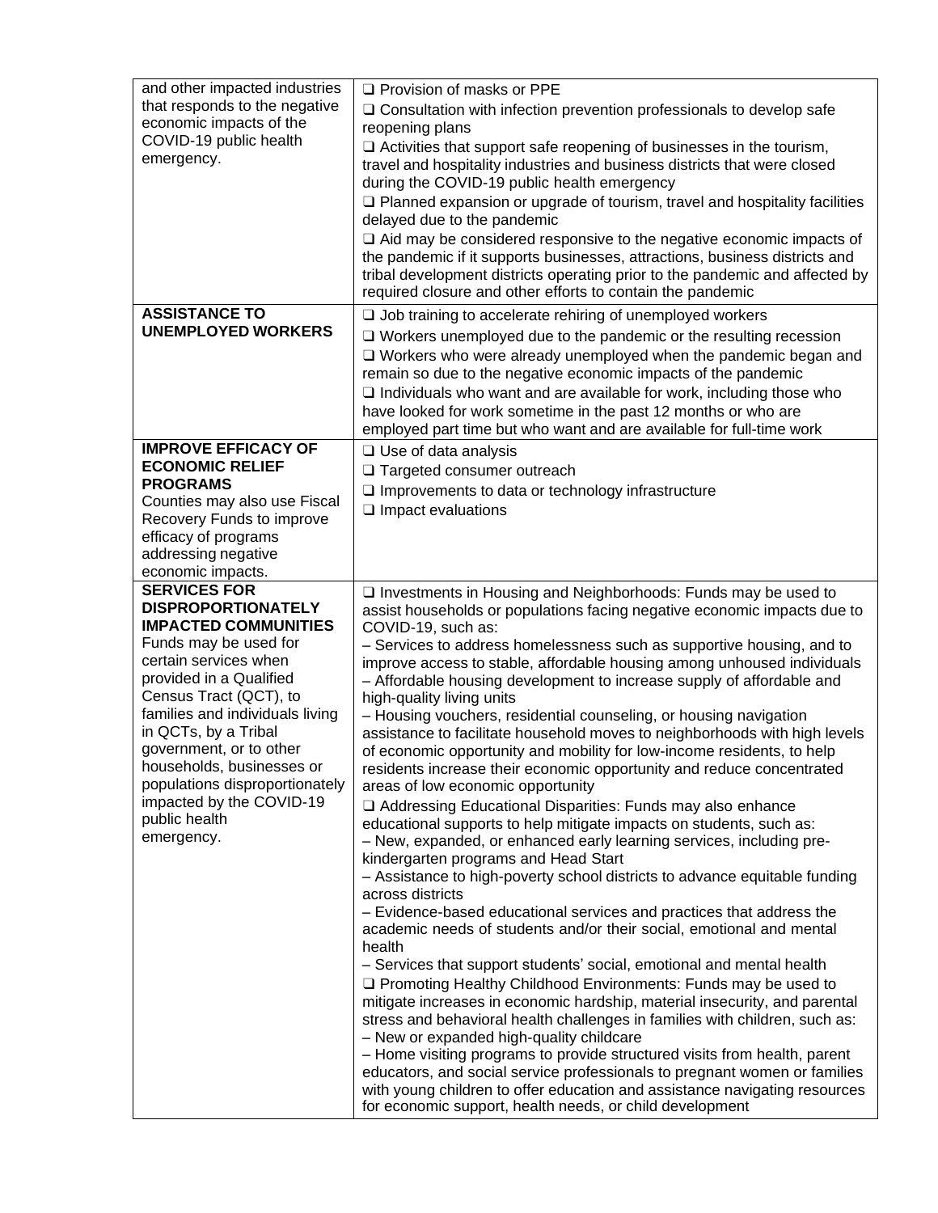| | |
|---|---|
| and other impacted industries that responds to the negative economic impacts of the COVID-19 public health emergency. | ❑ Provision of masks or PPE<br>❑ Consultation with infection prevention professionals to develop safe reopening plans<br>❑ Activities that support safe reopening of businesses in the tourism, travel and hospitality industries and business districts that were closed during the COVID-19 public health emergency<br>❑ Planned expansion or upgrade of tourism, travel and hospitality facilities delayed due to the pandemic<br>❑ Aid may be considered responsive to the negative economic impacts of the pandemic if it supports businesses, attractions, business districts and tribal development districts operating prior to the pandemic and affected by required closure and other efforts to contain the pandemic |
| **ASSISTANCE TO UNEMPLOYED WORKERS** | ❑ Job training to accelerate rehiring of unemployed workers<br>❑ Workers unemployed due to the pandemic or the resulting recession<br>❑ Workers who were already unemployed when the pandemic began and remain so due to the negative economic impacts of the pandemic<br>❑ Individuals who want and are available for work, including those who have looked for work sometime in the past 12 months or who are employed part time but who want and are available for full-time work |
| **IMPROVE EFFICACY OF ECONOMIC RELIEF PROGRAMS**<br>Counties may also use Fiscal Recovery Funds to improve efficacy of programs addressing negative economic impacts. | ❑ Use of data analysis<br>❑ Targeted consumer outreach<br>❑ Improvements to data or technology infrastructure<br>❑ Impact evaluations |
| **SERVICES FOR DISPROPORTIONATELY IMPACTED COMMUNITIES**<br>Funds may be used for certain services when provided in a Qualified Census Tract (QCT), to families and individuals living in QCTs, by a Tribal government, or to other households, businesses or populations disproportionately impacted by the COVID-19 public health emergency. | ❑ Investments in Housing and Neighborhoods: Funds may be used to assist households or populations facing negative economic impacts due to COVID-19, such as:<br>– Services to address homelessness such as supportive housing, and to improve access to stable, affordable housing among unhoused individuals<br>– Affordable housing development to increase supply of affordable and high-quality living units<br>– Housing vouchers, residential counseling, or housing navigation assistance to facilitate household moves to neighborhoods with high levels of economic opportunity and mobility for low-income residents, to help residents increase their economic opportunity and reduce concentrated areas of low economic opportunity<br>❑ Addressing Educational Disparities: Funds may also enhance educational supports to help mitigate impacts on students, such as:<br>– New, expanded, or enhanced early learning services, including pre-kindergarten programs and Head Start<br>– Assistance to high-poverty school districts to advance equitable funding across districts<br>– Evidence-based educational services and practices that address the academic needs of students and/or their social, emotional and mental health<br>– Services that support students' social, emotional and mental health<br>❑ Promoting Healthy Childhood Environments: Funds may be used to mitigate increases in economic hardship, material insecurity, and parental stress and behavioral health challenges in families with children, such as:<br>– New or expanded high-quality childcare<br>– Home visiting programs to provide structured visits from health, parent educators, and social service professionals to pregnant women or families with young children to offer education and assistance navigating resources for economic support, health needs, or child development |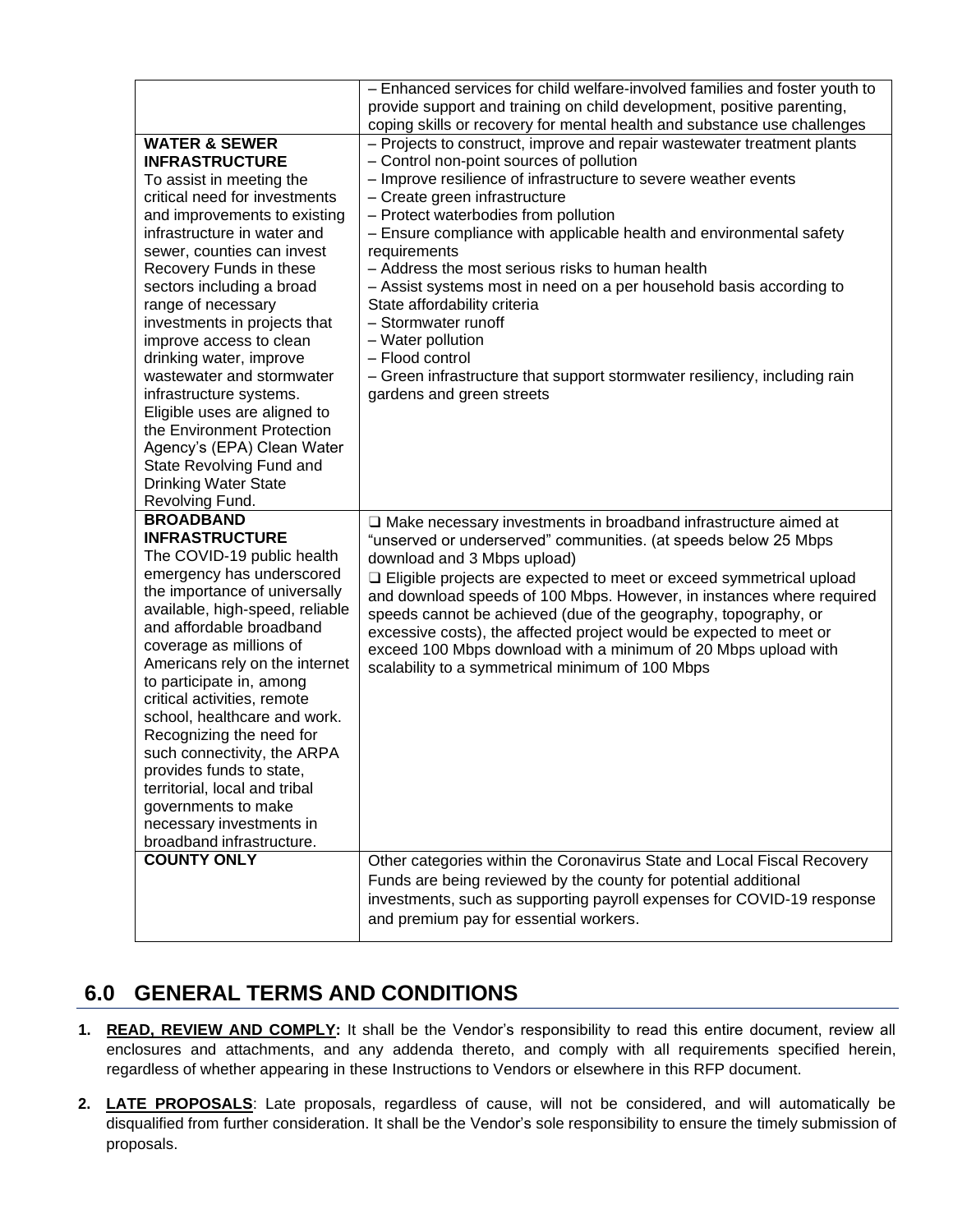| | |
|---|---|
| | – Enhanced services for child welfare-involved families and foster youth to provide support and training on child development, positive parenting, coping skills or recovery for mental health and substance use challenges |
| **WATER & SEWER INFRASTRUCTURE**<br>To assist in meeting the critical need for investments and improvements to existing infrastructure in water and sewer, counties can invest Recovery Funds in these sectors including a broad range of necessary investments in projects that improve access to clean drinking water, improve wastewater and stormwater infrastructure systems. Eligible uses are aligned to the Environment Protection Agency's (EPA) Clean Water State Revolving Fund and Drinking Water State Revolving Fund. | – Projects to construct, improve and repair wastewater treatment plants<br>– Control non-point sources of pollution<br>– Improve resilience of infrastructure to severe weather events<br>– Create green infrastructure<br>– Protect waterbodies from pollution<br>– Ensure compliance with applicable health and environmental safety requirements<br>– Address the most serious risks to human health<br>– Assist systems most in need on a per household basis according to State affordability criteria<br>– Stormwater runoff<br>– Water pollution<br>– Flood control<br>– Green infrastructure that support stormwater resiliency, including rain gardens and green streets |
| **BROADBAND INFRASTRUCTURE**<br>The COVID-19 public health emergency has underscored the importance of universally available, high-speed, reliable and affordable broadband coverage as millions of Americans rely on the internet to participate in, among critical activities, remote school, healthcare and work. Recognizing the need for such connectivity, the ARPA provides funds to state, territorial, local and tribal governments to make necessary investments in broadband infrastructure. | ❑ Make necessary investments in broadband infrastructure aimed at "unserved or underserved" communities. (at speeds below 25 Mbps download and 3 Mbps upload)<br>❑ Eligible projects are expected to meet or exceed symmetrical upload and download speeds of 100 Mbps. However, in instances where required speeds cannot be achieved (due of the geography, topography, or excessive costs), the affected project would be expected to meet or exceed 100 Mbps download with a minimum of 20 Mbps upload with scalability to a symmetrical minimum of 100 Mbps |
| **COUNTY ONLY** | Other categories within the Coronavirus State and Local Fiscal Recovery Funds are being reviewed by the county for potential additional investments, such as supporting payroll expenses for COVID-19 response and premium pay for essential workers. |

## 6.0 GENERAL TERMS AND CONDITIONS

1. **READ, REVIEW AND COMPLY:** It shall be the Vendor's responsibility to read this entire document, review all enclosures and attachments, and any addenda thereto, and comply with all requirements specified herein, regardless of whether appearing in these Instructions to Vendors or elsewhere in this RFP document.

2. **LATE PROPOSALS**: Late proposals, regardless of cause, will not be considered, and will automatically be disqualified from further consideration. It shall be the Vendor's sole responsibility to ensure the timely submission of proposals.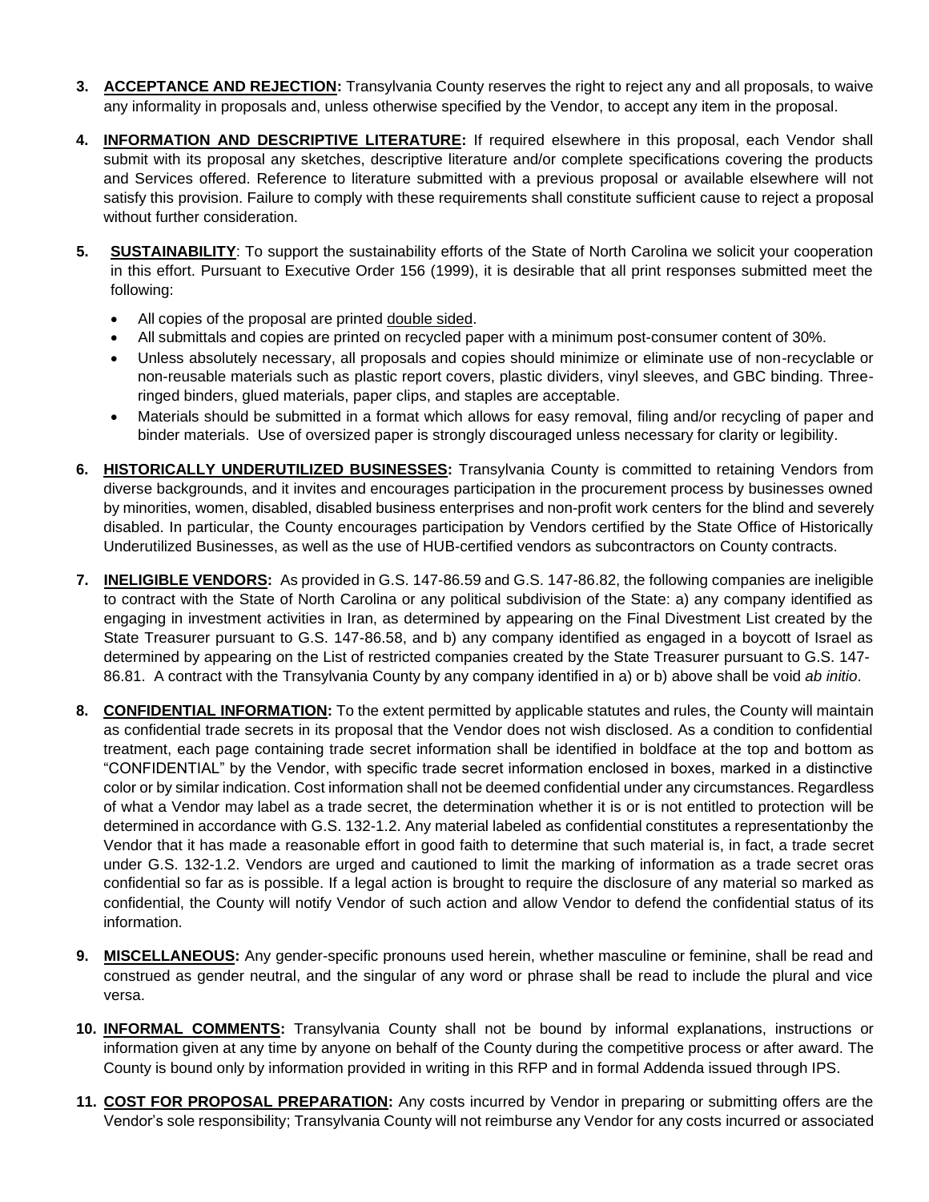3. **ACCEPTANCE AND REJECTION:** Transylvania County reserves the right to reject any and all proposals, to waive any informality in proposals and, unless otherwise specified by the Vendor, to accept any item in the proposal.

4. **INFORMATION AND DESCRIPTIVE LITERATURE:** If required elsewhere in this proposal, each Vendor shall submit with its proposal any sketches, descriptive literature and/or complete specifications covering the products and Services offered. Reference to literature submitted with a previous proposal or available elsewhere will not satisfy this provision. Failure to comply with these requirements shall constitute sufficient cause to reject a proposal without further consideration.

5. **SUSTAINABILITY**: To support the sustainability efforts of the State of North Carolina we solicit your cooperation in this effort. Pursuant to Executive Order 156 (1999), it is desirable that all print responses submitted meet the following:
   - All copies of the proposal are printed double sided.
   - All submittals and copies are printed on recycled paper with a minimum post-consumer content of 30%.
   - Unless absolutely necessary, all proposals and copies should minimize or eliminate use of non-recyclable or non-reusable materials such as plastic report covers, plastic dividers, vinyl sleeves, and GBC binding. Three-ringed binders, glued materials, paper clips, and staples are acceptable.
   - Materials should be submitted in a format which allows for easy removal, filing and/or recycling of paper and binder materials. Use of oversized paper is strongly discouraged unless necessary for clarity or legibility.

6. **HISTORICALLY UNDERUTILIZED BUSINESSES:** Transylvania County is committed to retaining Vendors from diverse backgrounds, and it invites and encourages participation in the procurement process by businesses owned by minorities, women, disabled, disabled business enterprises and non-profit work centers for the blind and severely disabled. In particular, the County encourages participation by Vendors certified by the State Office of Historically Underutilized Businesses, as well as the use of HUB-certified vendors as subcontractors on County contracts.

7. **INELIGIBLE VENDORS:** As provided in G.S. 147-86.59 and G.S. 147-86.82, the following companies are ineligible to contract with the State of North Carolina or any political subdivision of the State: a) any company identified as engaging in investment activities in Iran, as determined by appearing on the Final Divestment List created by the State Treasurer pursuant to G.S. 147-86.58, and b) any company identified as engaged in a boycott of Israel as determined by appearing on the List of restricted companies created by the State Treasurer pursuant to G.S. 147-86.81. A contract with the Transylvania County by any company identified in a) or b) above shall be void *ab initio*.

8. **CONFIDENTIAL INFORMATION:** To the extent permitted by applicable statutes and rules, the County will maintain as confidential trade secrets in its proposal that the Vendor does not wish disclosed. As a condition to confidential treatment, each page containing trade secret information shall be identified in boldface at the top and bottom as "CONFIDENTIAL" by the Vendor, with specific trade secret information enclosed in boxes, marked in a distinctive color or by similar indication. Cost information shall not be deemed confidential under any circumstances. Regardless of what a Vendor may label as a trade secret, the determination whether it is or is not entitled to protection will be determined in accordance with G.S. 132-1.2. Any material labeled as confidential constitutes a representationby the Vendor that it has made a reasonable effort in good faith to determine that such material is, in fact, a trade secret under G.S. 132-1.2. Vendors are urged and cautioned to limit the marking of information as a trade secret oras confidential so far as is possible. If a legal action is brought to require the disclosure of any material so marked as confidential, the County will notify Vendor of such action and allow Vendor to defend the confidential status of its information.

9. **MISCELLANEOUS:** Any gender-specific pronouns used herein, whether masculine or feminine, shall be read and construed as gender neutral, and the singular of any word or phrase shall be read to include the plural and vice versa.

10. **INFORMAL COMMENTS:** Transylvania County shall not be bound by informal explanations, instructions or information given at any time by anyone on behalf of the County during the competitive process or after award. The County is bound only by information provided in writing in this RFP and in formal Addenda issued through IPS.

11. **COST FOR PROPOSAL PREPARATION:** Any costs incurred by Vendor in preparing or submitting offers are the Vendor's sole responsibility; Transylvania County will not reimburse any Vendor for any costs incurred or associated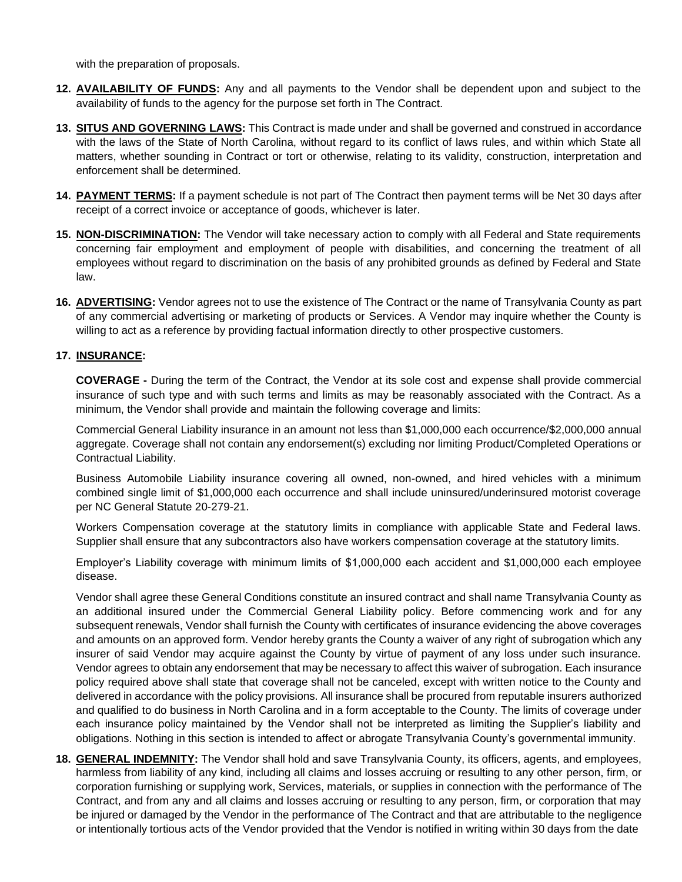with the preparation of proposals.

12. **AVAILABILITY OF FUNDS:** Any and all payments to the Vendor shall be dependent upon and subject to the availability of funds to the agency for the purpose set forth in The Contract.

13. **SITUS AND GOVERNING LAWS:** This Contract is made under and shall be governed and construed in accordance with the laws of the State of North Carolina, without regard to its conflict of laws rules, and within which State all matters, whether sounding in Contract or tort or otherwise, relating to its validity, construction, interpretation and enforcement shall be determined.

14. **PAYMENT TERMS:** If a payment schedule is not part of The Contract then payment terms will be Net 30 days after receipt of a correct invoice or acceptance of goods, whichever is later.

15. **NON-DISCRIMINATION:** The Vendor will take necessary action to comply with all Federal and State requirements concerning fair employment and employment of people with disabilities, and concerning the treatment of all employees without regard to discrimination on the basis of any prohibited grounds as defined by Federal and State law.

16. **ADVERTISING:** Vendor agrees not to use the existence of The Contract or the name of Transylvania County as part of any commercial advertising or marketing of products or Services. A Vendor may inquire whether the County is willing to act as a reference by providing factual information directly to other prospective customers.

17. **INSURANCE:**

    **COVERAGE -** During the term of the Contract, the Vendor at its sole cost and expense shall provide commercial insurance of such type and with such terms and limits as may be reasonably associated with the Contract. As a minimum, the Vendor shall provide and maintain the following coverage and limits:

    Commercial General Liability insurance in an amount not less than $1,000,000 each occurrence/$2,000,000 annual aggregate. Coverage shall not contain any endorsement(s) excluding nor limiting Product/Completed Operations or Contractual Liability.

    Business Automobile Liability insurance covering all owned, non-owned, and hired vehicles with a minimum combined single limit of $1,000,000 each occurrence and shall include uninsured/underinsured motorist coverage per NC General Statute 20-279-21.

    Workers Compensation coverage at the statutory limits in compliance with applicable State and Federal laws. Supplier shall ensure that any subcontractors also have workers compensation coverage at the statutory limits.

    Employer's Liability coverage with minimum limits of $1,000,000 each accident and $1,000,000 each employee disease.

    Vendor shall agree these General Conditions constitute an insured contract and shall name Transylvania County as an additional insured under the Commercial General Liability policy. Before commencing work and for any subsequent renewals, Vendor shall furnish the County with certificates of insurance evidencing the above coverages and amounts on an approved form. Vendor hereby grants the County a waiver of any right of subrogation which any insurer of said Vendor may acquire against the County by virtue of payment of any loss under such insurance. Vendor agrees to obtain any endorsement that may be necessary to affect this waiver of subrogation. Each insurance policy required above shall state that coverage shall not be canceled, except with written notice to the County and delivered in accordance with the policy provisions. All insurance shall be procured from reputable insurers authorized and qualified to do business in North Carolina and in a form acceptable to the County. The limits of coverage under each insurance policy maintained by the Vendor shall not be interpreted as limiting the Supplier's liability and obligations. Nothing in this section is intended to affect or abrogate Transylvania County's governmental immunity.

18. **GENERAL INDEMNITY:** The Vendor shall hold and save Transylvania County, its officers, agents, and employees, harmless from liability of any kind, including all claims and losses accruing or resulting to any other person, firm, or corporation furnishing or supplying work, Services, materials, or supplies in connection with the performance of The Contract, and from any and all claims and losses accruing or resulting to any person, firm, or corporation that may be injured or damaged by the Vendor in the performance of The Contract and that are attributable to the negligence or intentionally tortious acts of the Vendor provided that the Vendor is notified in writing within 30 days from the date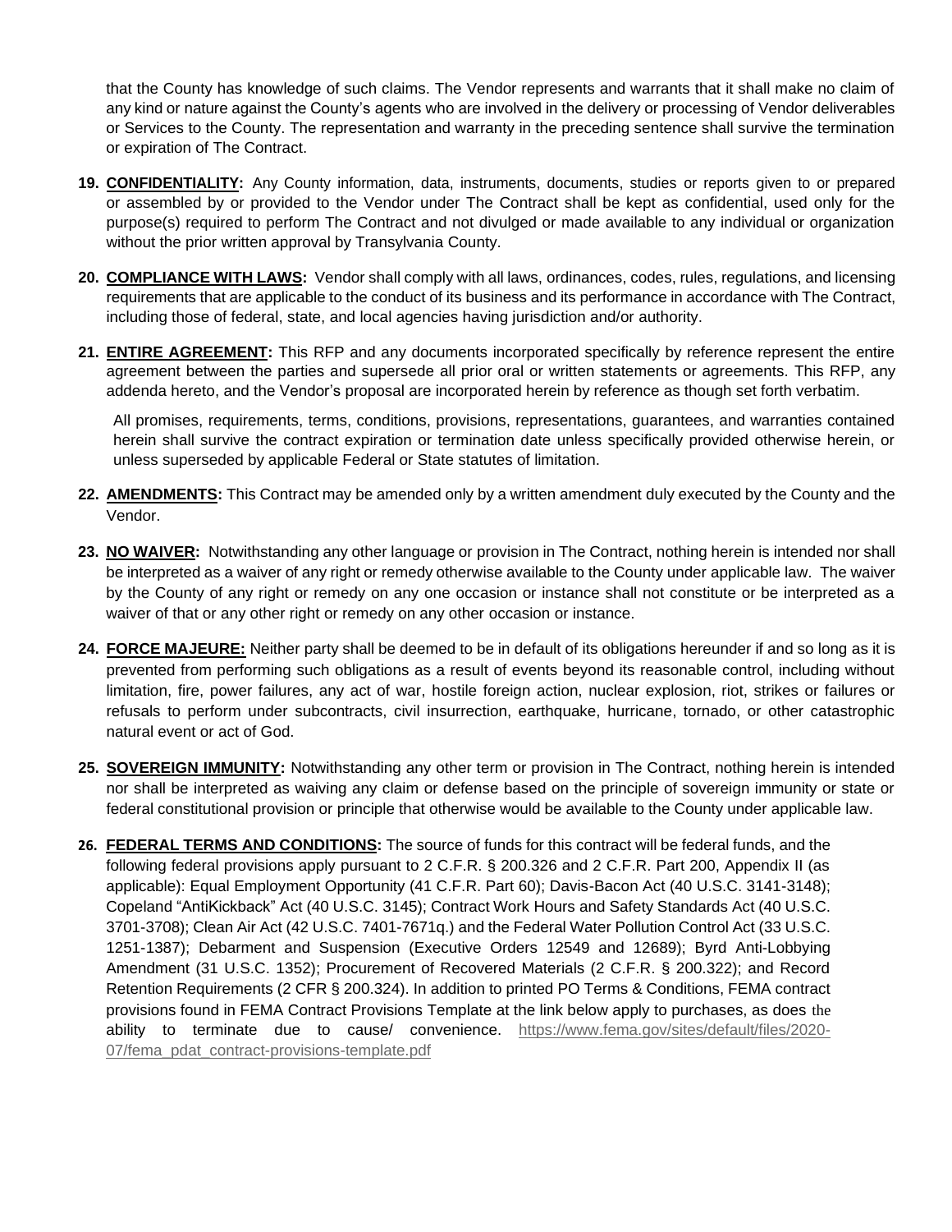that the County has knowledge of such claims. The Vendor represents and warrants that it shall make no claim of any kind or nature against the County's agents who are involved in the delivery or processing of Vendor deliverables or Services to the County. The representation and warranty in the preceding sentence shall survive the termination or expiration of The Contract.

19. **CONFIDENTIALITY:** Any County information, data, instruments, documents, studies or reports given to or prepared or assembled by or provided to the Vendor under The Contract shall be kept as confidential, used only for the purpose(s) required to perform The Contract and not divulged or made available to any individual or organization without the prior written approval by Transylvania County.

20. **COMPLIANCE WITH LAWS:** Vendor shall comply with all laws, ordinances, codes, rules, regulations, and licensing requirements that are applicable to the conduct of its business and its performance in accordance with The Contract, including those of federal, state, and local agencies having jurisdiction and/or authority.

21. **ENTIRE AGREEMENT:** This RFP and any documents incorporated specifically by reference represent the entire agreement between the parties and supersede all prior oral or written statements or agreements. This RFP, any addenda hereto, and the Vendor's proposal are incorporated herein by reference as though set forth verbatim.

    All promises, requirements, terms, conditions, provisions, representations, guarantees, and warranties contained herein shall survive the contract expiration or termination date unless specifically provided otherwise herein, or unless superseded by applicable Federal or State statutes of limitation.

22. **AMENDMENTS:** This Contract may be amended only by a written amendment duly executed by the County and the Vendor.

23. **NO WAIVER:** Notwithstanding any other language or provision in The Contract, nothing herein is intended nor shall be interpreted as a waiver of any right or remedy otherwise available to the County under applicable law. The waiver by the County of any right or remedy on any one occasion or instance shall not constitute or be interpreted as a waiver of that or any other right or remedy on any other occasion or instance.

24. **FORCE MAJEURE:** Neither party shall be deemed to be in default of its obligations hereunder if and so long as it is prevented from performing such obligations as a result of events beyond its reasonable control, including without limitation, fire, power failures, any act of war, hostile foreign action, nuclear explosion, riot, strikes or failures or refusals to perform under subcontracts, civil insurrection, earthquake, hurricane, tornado, or other catastrophic natural event or act of God.

25. **SOVEREIGN IMMUNITY:** Notwithstanding any other term or provision in The Contract, nothing herein is intended nor shall be interpreted as waiving any claim or defense based on the principle of sovereign immunity or state or federal constitutional provision or principle that otherwise would be available to the County under applicable law.

26. **FEDERAL TERMS AND CONDITIONS:** The source of funds for this contract will be federal funds, and the following federal provisions apply pursuant to 2 C.F.R. § 200.326 and 2 C.F.R. Part 200, Appendix II (as applicable): Equal Employment Opportunity (41 C.F.R. Part 60); Davis-Bacon Act (40 U.S.C. 3141-3148); Copeland "AntiKickback" Act (40 U.S.C. 3145); Contract Work Hours and Safety Standards Act (40 U.S.C. 3701-3708); Clean Air Act (42 U.S.C. 7401-7671q.) and the Federal Water Pollution Control Act (33 U.S.C. 1251-1387); Debarment and Suspension (Executive Orders 12549 and 12689); Byrd Anti-Lobbying Amendment (31 U.S.C. 1352); Procurement of Recovered Materials (2 C.F.R. § 200.322); and Record Retention Requirements (2 CFR § 200.324). In addition to printed PO Terms & Conditions, FEMA contract provisions found in FEMA Contract Provisions Template at the link below apply to purchases, as does the ability to terminate due to cause/ convenience. https://www.fema.gov/sites/default/files/2020-07/fema_pdat_contract-provisions-template.pdf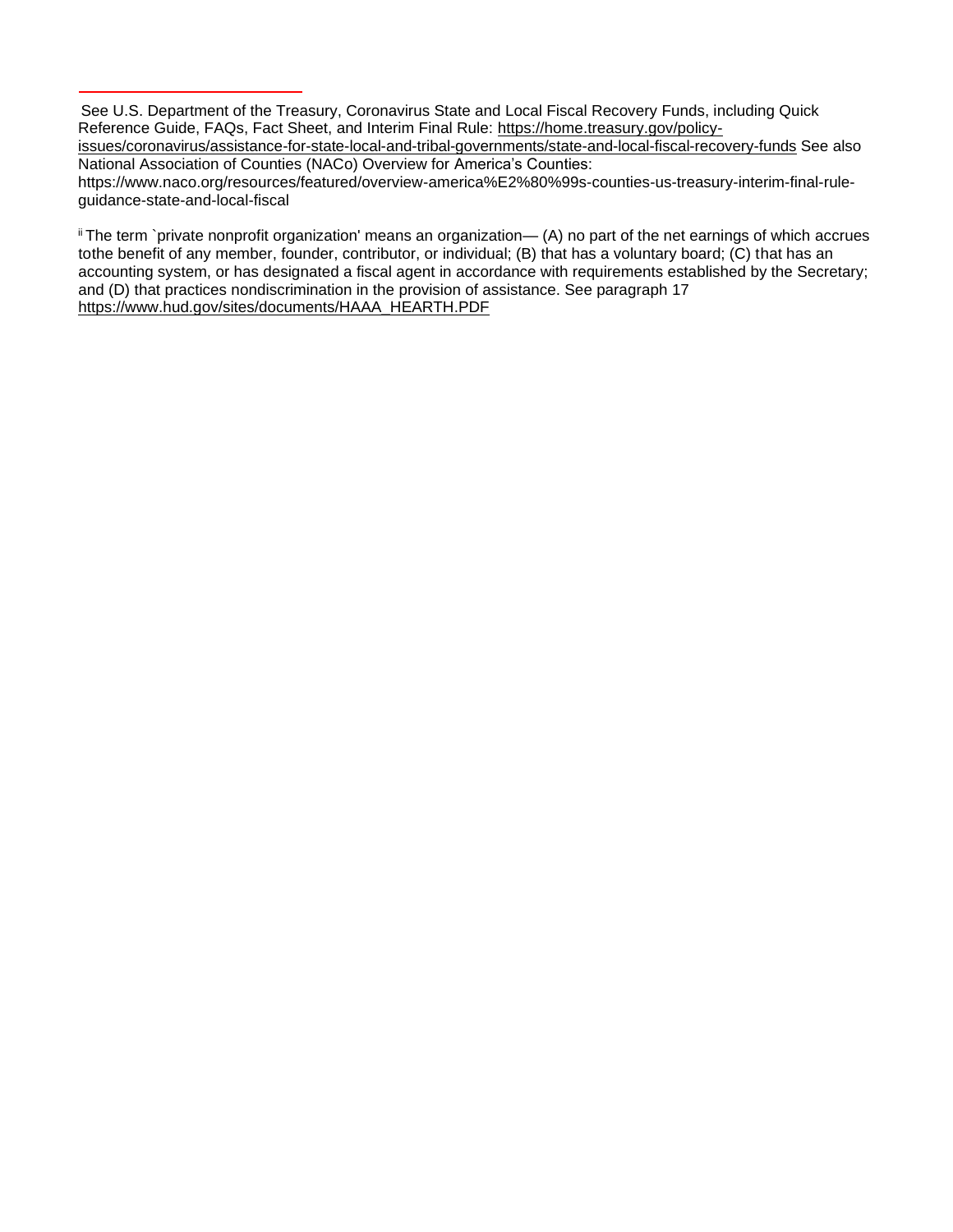See U.S. Department of the Treasury, Coronavirus State and Local Fiscal Recovery Funds, including Quick Reference Guide, FAQs, Fact Sheet, and Interim Final Rule: https://home.treasury.gov/policy-issues/coronavirus/assistance-for-state-local-and-tribal-governments/state-and-local-fiscal-recovery-funds See also National Association of Counties (NACo) Overview for America's Counties: https://www.naco.org/resources/featured/overview-america%E2%80%99s-counties-us-treasury-interim-final-rule-guidance-state-and-local-fiscal

[ii] The term `private nonprofit organization' means an organization— (A) no part of the net earnings of which accrues tothe benefit of any member, founder, contributor, or individual; (B) that has a voluntary board; (C) that has an accounting system, or has designated a fiscal agent in accordance with requirements established by the Secretary; and (D) that practices nondiscrimination in the provision of assistance. See paragraph 17 https://www.hud.gov/sites/documents/HAAA_HEARTH.PDF